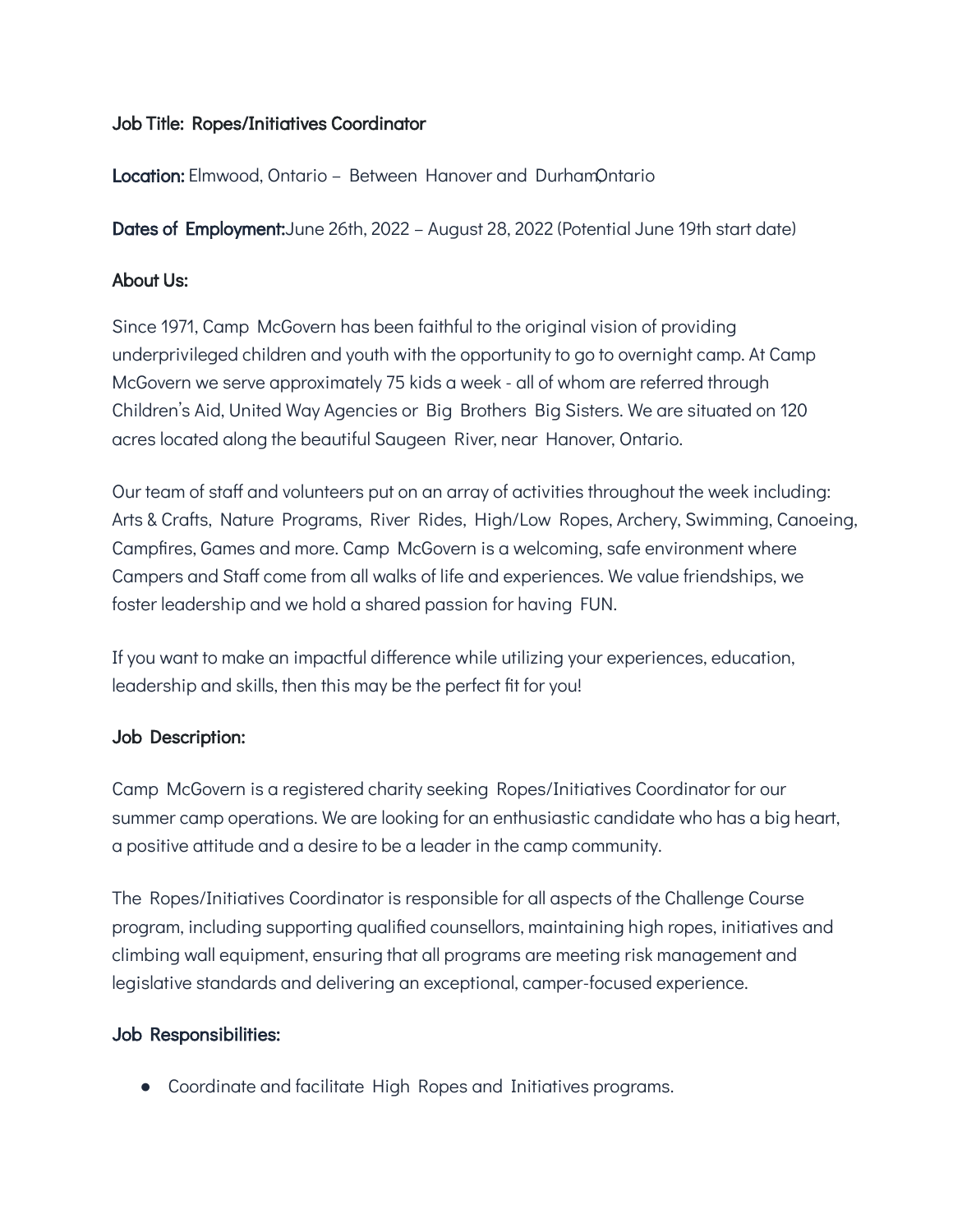**Job Title: Ropes/Initiatives Coordinator**

**Location:** Elmwood, Ontario – Between Hanover and Durham Ontario

**Dates of Employment:** June 26th, 2022 – August 28, 2022 (Potential June 19th start date)

**About Us:**

Since 1971, Camp McGovern has been faithful to the original vision of providing underprivileged children and youth with the opportunity to go to overnight camp. At Camp McGovern we serve approximately 75 kids a week - all of whom are referred through Children's Aid, United Way Agencies or Big Brothers Big Sisters. We are situated on 120 acres located along the beautiful Saugeen River, near Hanover, Ontario.

Our team of staff and volunteers put on an array of activities throughout the week including: Arts & Crafts, Nature Programs, River Rides, High/Low Ropes, Archery, Swimming, Canoeing, Campfires, Games and more. Camp McGovern is a welcoming, safe environment where Campers and Staff come from all walks of life and experiences. We value friendships, we foster leadership and we hold a shared passion for having FUN.

If you want to make an impactful difference while utilizing your experiences, education, leadership and skills, then this may be the perfect fit for you!

**Job Description:**

Camp McGovern is a registered charity seeking Ropes/Initiatives Coordinator for our summer camp operations. We are looking for an enthusiastic candidate who has a big heart, a positive attitude and a desire to be a leader in the camp community.

The Ropes/Initiatives Coordinator is responsible for all aspects of the Challenge Course program, including supporting qualified counsellors, maintaining high ropes, initiatives and climbing wall equipment, ensuring that all programs are meeting risk management and legislative standards and delivering an exceptional, camper-focused experience.

**Job Responsibilities:**

- Coordinate and facilitate High Ropes and Initiatives programs.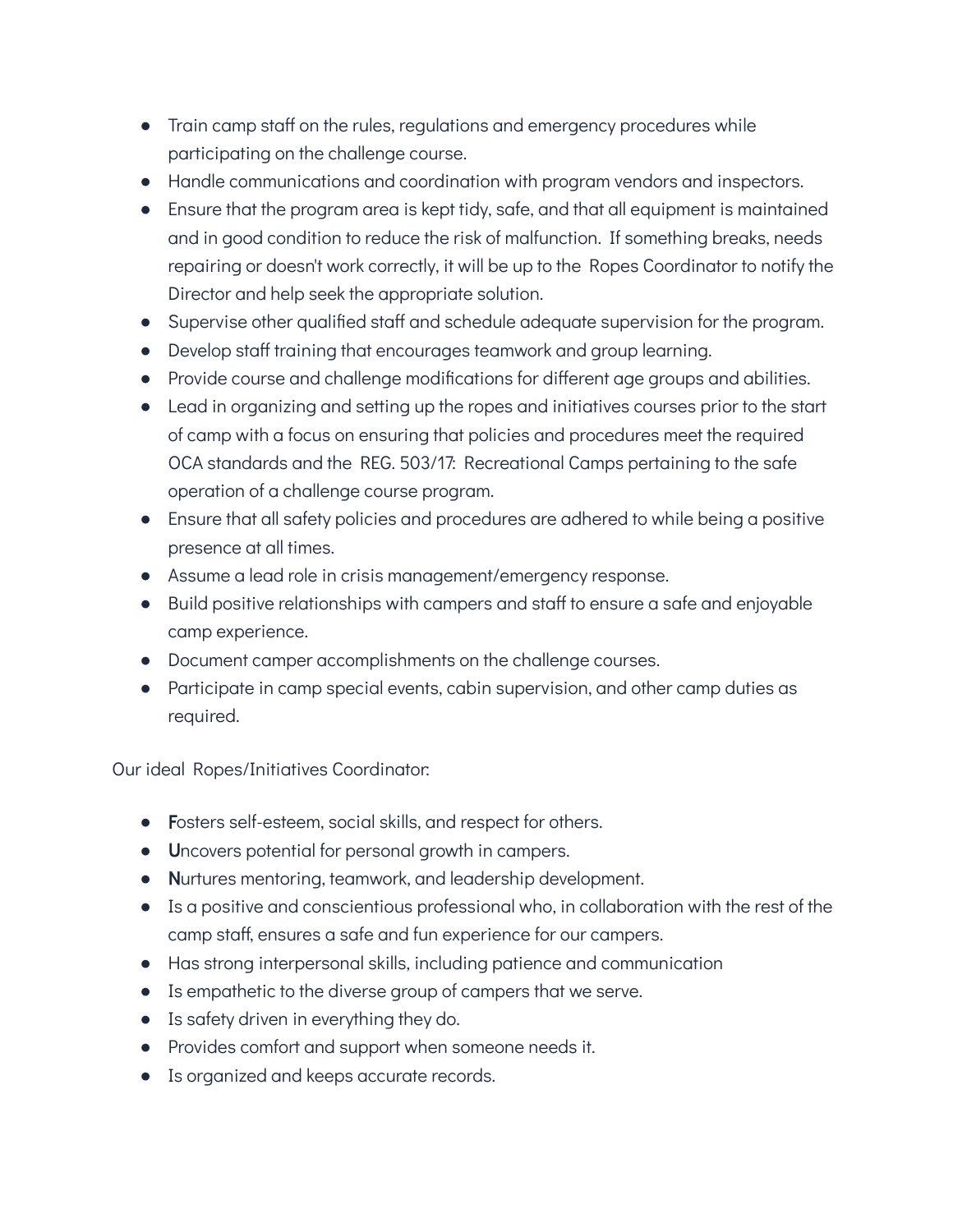- Train camp staff on the rules, regulations and emergency procedures while participating on the challenge course.
- Handle communications and coordination with program vendors and inspectors.
- Ensure that the program area is kept tidy, safe, and that all equipment is maintained and in good condition to reduce the risk of malfunction. If something breaks, needs repairing or doesn't work correctly, it will be up to the Ropes Coordinator to notify the Director and help seek the appropriate solution.
- Supervise other qualified staff and schedule adequate supervision for the program.
- Develop staff training that encourages teamwork and group learning.
- Provide course and challenge modifications for different age groups and abilities.
- Lead in organizing and setting up the ropes and initiatives courses prior to the start of camp with a focus on ensuring that policies and procedures meet the required OCA standards and the REG. 503/17: Recreational Camps pertaining to the safe operation of a challenge course program.
- Ensure that all safety policies and procedures are adhered to while being a positive presence at all times.
- Assume a lead role in crisis management/emergency response.
- Build positive relationships with campers and staff to ensure a safe and enjoyable camp experience.
- Document camper accomplishments on the challenge courses.
- Participate in camp special events, cabin supervision, and other camp duties as required.

Our ideal Ropes/Initiatives Coordinator:

- **F**osters self-esteem, social skills, and respect for others.
- **U**ncovers potential for personal growth in campers.
- **N**urtures mentoring, teamwork, and leadership development.
- Is a positive and conscientious professional who, in collaboration with the rest of the camp staff, ensures a safe and fun experience for our campers.
- Has strong interpersonal skills, including patience and communication
- Is empathetic to the diverse group of campers that we serve.
- Is safety driven in everything they do.
- Provides comfort and support when someone needs it.
- Is organized and keeps accurate records.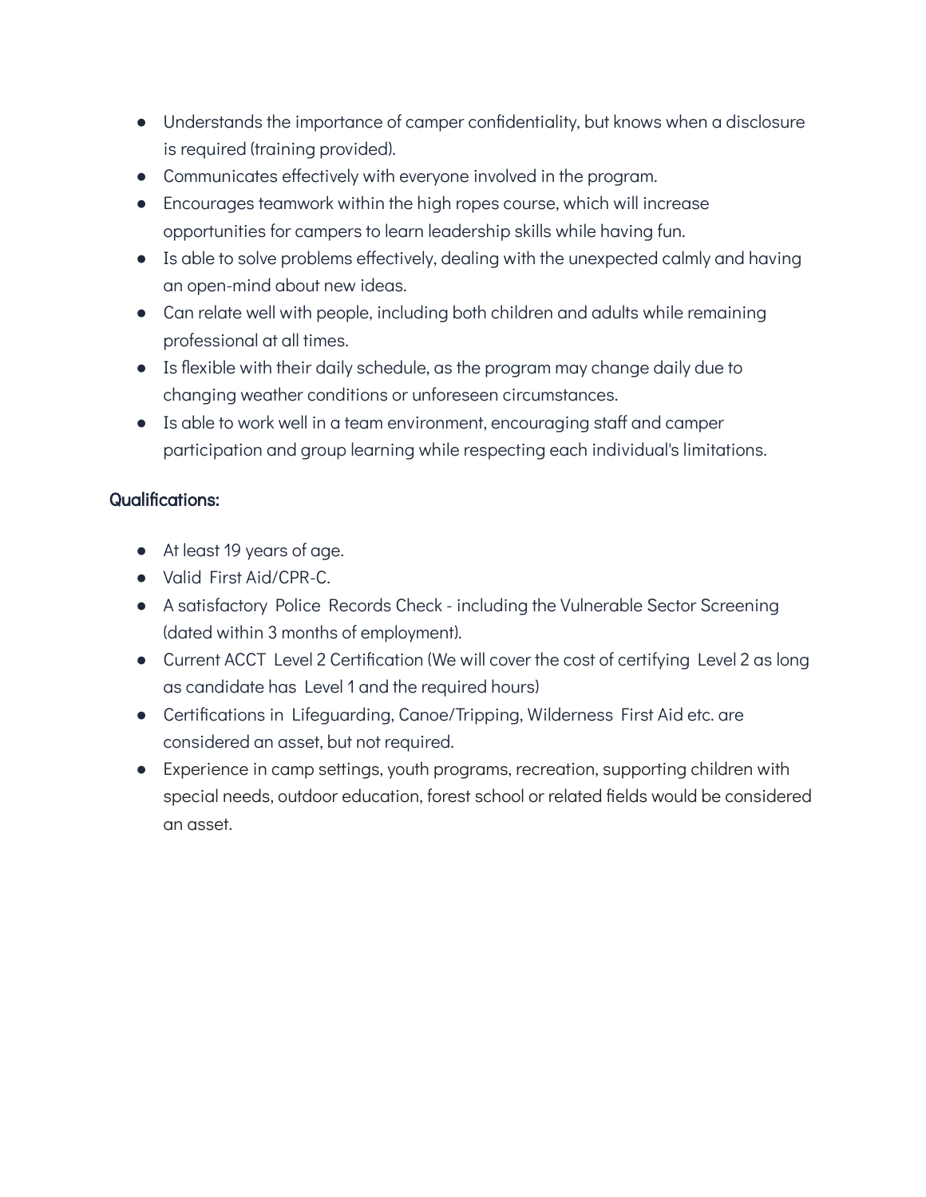- Understands the importance of camper confidentiality, but knows when a disclosure is required (training provided).
- Communicates effectively with everyone involved in the program.
- Encourages teamwork within the high ropes course, which will increase opportunities for campers to learn leadership skills while having fun.
- Is able to solve problems effectively, dealing with the unexpected calmly and having an open-mind about new ideas.
- Can relate well with people, including both children and adults while remaining professional at all times.
- Is flexible with their daily schedule, as the program may change daily due to changing weather conditions or unforeseen circumstances.
- Is able to work well in a team environment, encouraging staff and camper participation and group learning while respecting each individual's limitations.

### Qualifications:

- At least 19 years of age.
- Valid First Aid/CPR-C.
- A satisfactory Police Records Check - including the Vulnerable Sector Screening (dated within 3 months of employment).
- Current ACCT Level 2 Certification (We will cover the cost of certifying Level 2 as long as candidate has Level 1 and the required hours)
- Certifications in Lifeguarding, Canoe/Tripping, Wilderness First Aid etc. are considered an asset, but not required.
- Experience in camp settings, youth programs, recreation, supporting children with special needs, outdoor education, forest school or related fields would be considered an asset.